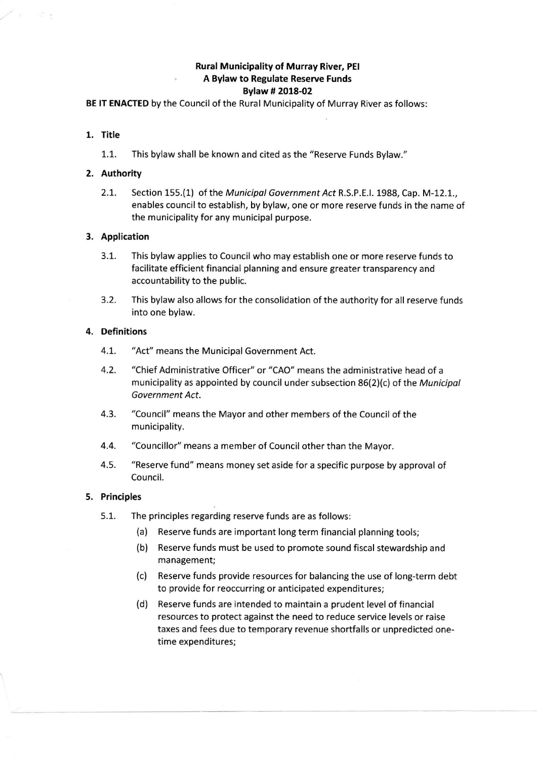**Rural Municipality of Murray River, PEI**
**A Bylaw to Regulate Reserve Funds**
**Bylaw # 2018-02**

**BE IT ENACTED** by the Council of the Rural Municipality of Murray River as follows:

## 1. Title

1.1. This bylaw shall be known and cited as the "Reserve Funds Bylaw."

## 2. Authority

2.1. Section 155.(1) of the *Municipal Government Act* R.S.P.E.I. 1988, Cap. M-12.1., enables council to establish, by bylaw, one or more reserve funds in the name of the municipality for any municipal purpose.

## 3. Application

3.1. This bylaw applies to Council who may establish one or more reserve funds to facilitate efficient financial planning and ensure greater transparency and accountability to the public.

3.2. This bylaw also allows for the consolidation of the authority for all reserve funds into one bylaw.

## 4. Definitions

4.1. "Act" means the Municipal Government Act.

4.2. "Chief Administrative Officer" or "CAO" means the administrative head of a municipality as appointed by council under subsection 86(2)(c) of the *Municipal Government Act*.

4.3. "Council" means the Mayor and other members of the Council of the municipality.

4.4. "Councillor" means a member of Council other than the Mayor.

4.5. "Reserve fund" means money set aside for a specific purpose by approval of Council.

## 5. Principles

5.1. The principles regarding reserve funds are as follows:

(a) Reserve funds are important long term financial planning tools;

(b) Reserve funds must be used to promote sound fiscal stewardship and management;

(c) Reserve funds provide resources for balancing the use of long-term debt to provide for reoccurring or anticipated expenditures;

(d) Reserve funds are intended to maintain a prudent level of financial resources to protect against the need to reduce service levels or raise taxes and fees due to temporary revenue shortfalls or unpredicted one-time expenditures;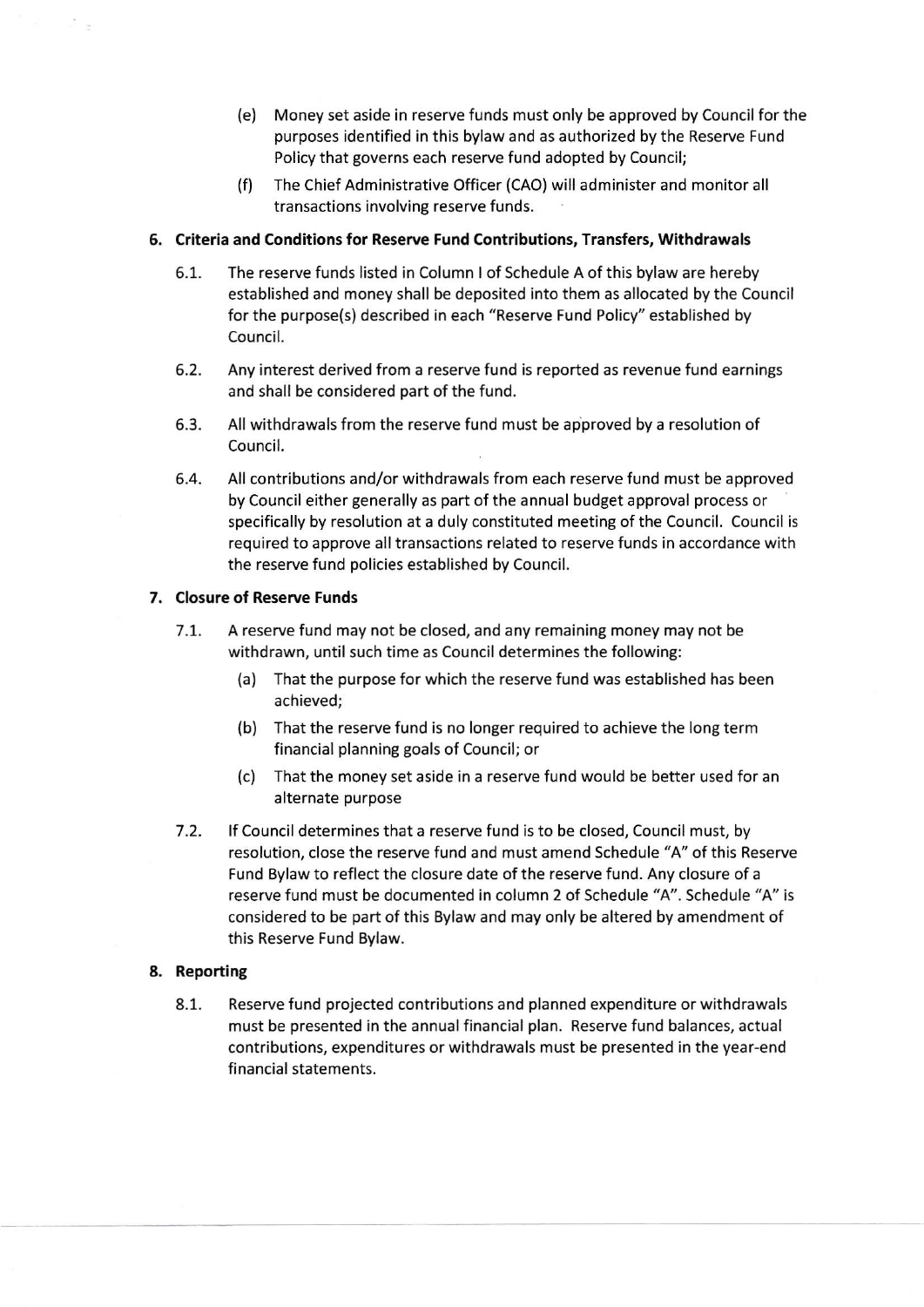(e) Money set aside in reserve funds must only be approved by Council for the purposes identified in this bylaw and as authorized by the Reserve Fund Policy that governs each reserve fund adopted by Council;

(f) The Chief Administrative Officer (CAO) will administer and monitor all transactions involving reserve funds.

## 6. Criteria and Conditions for Reserve Fund Contributions, Transfers, Withdrawals

6.1. The reserve funds listed in Column I of Schedule A of this bylaw are hereby established and money shall be deposited into them as allocated by the Council for the purpose(s) described in each "Reserve Fund Policy" established by Council.

6.2. Any interest derived from a reserve fund is reported as revenue fund earnings and shall be considered part of the fund.

6.3. All withdrawals from the reserve fund must be approved by a resolution of Council.

6.4. All contributions and/or withdrawals from each reserve fund must be approved by Council either generally as part of the annual budget approval process or specifically by resolution at a duly constituted meeting of the Council. Council is required to approve all transactions related to reserve funds in accordance with the reserve fund policies established by Council.

## 7. Closure of Reserve Funds

7.1. A reserve fund may not be closed, and any remaining money may not be withdrawn, until such time as Council determines the following:

(a) That the purpose for which the reserve fund was established has been achieved;

(b) That the reserve fund is no longer required to achieve the long term financial planning goals of Council; or

(c) That the money set aside in a reserve fund would be better used for an alternate purpose

7.2. If Council determines that a reserve fund is to be closed, Council must, by resolution, close the reserve fund and must amend Schedule "A" of this Reserve Fund Bylaw to reflect the closure date of the reserve fund. Any closure of a reserve fund must be documented in column 2 of Schedule "A". Schedule "A" is considered to be part of this Bylaw and may only be altered by amendment of this Reserve Fund Bylaw.

## 8. Reporting

8.1. Reserve fund projected contributions and planned expenditure or withdrawals must be presented in the annual financial plan. Reserve fund balances, actual contributions, expenditures or withdrawals must be presented in the year-end financial statements.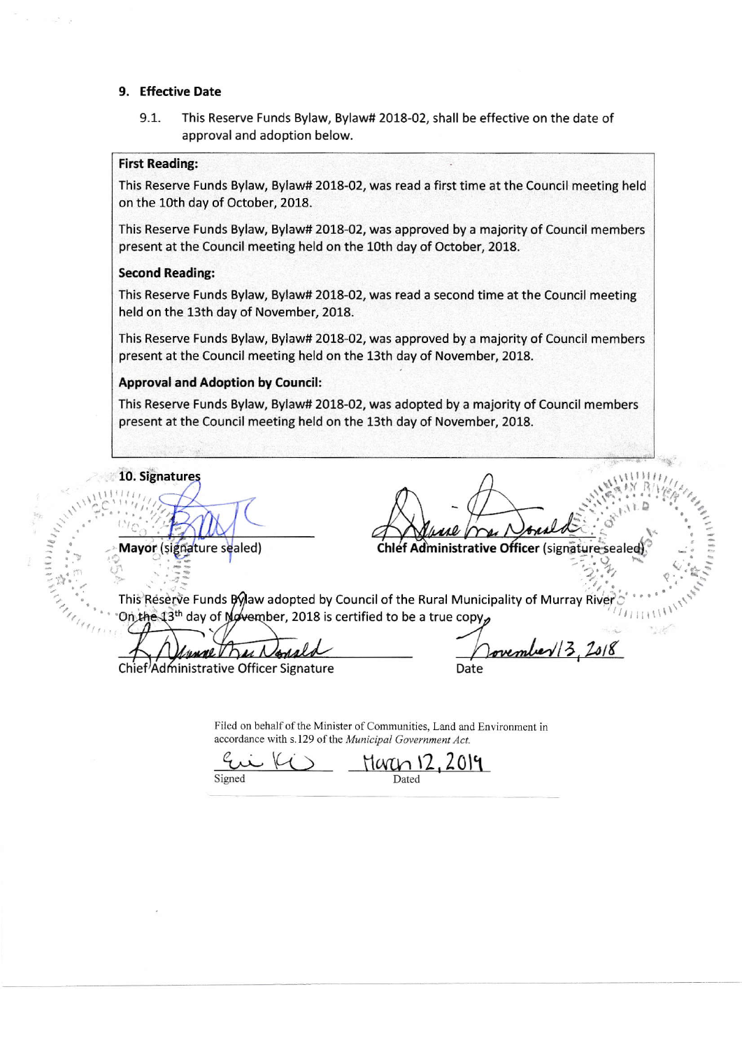### 9. Effective Date

9.1. This Reserve Funds Bylaw, Bylaw# 2018-02, shall be effective on the date of approval and adoption below.

**First Reading:**

This Reserve Funds Bylaw, Bylaw# 2018-02, was read a first time at the Council meeting held on the 10th day of October, 2018.

This Reserve Funds Bylaw, Bylaw# 2018-02, was approved by a majority of Council members present at the Council meeting held on the 10th day of October, 2018.

**Second Reading:**

This Reserve Funds Bylaw, Bylaw# 2018-02, was read a second time at the Council meeting held on the 13th day of November, 2018.

This Reserve Funds Bylaw, Bylaw# 2018-02, was approved by a majority of Council members present at the Council meeting held on the 13th day of November, 2018.

**Approval and Adoption by Council:**

This Reserve Funds Bylaw, Bylaw# 2018-02, was adopted by a majority of Council members present at the Council meeting held on the 13th day of November, 2018.

### 10. Signatures

**Mayor** (signature sealed)

**Chief Administrative Officer** (signature sealed)

This Reserve Funds Bylaw adopted by Council of the Rural Municipality of Murray River On the 13th day of November, 2018 is certified to be a true copy.

Chief Administrative Officer Signature

November 13, 2018
Date

Filed on behalf of the Minister of Communities, Land and Environment in accordance with s.129 of the *Municipal Government Act*.

Signed

March 12, 2019
Dated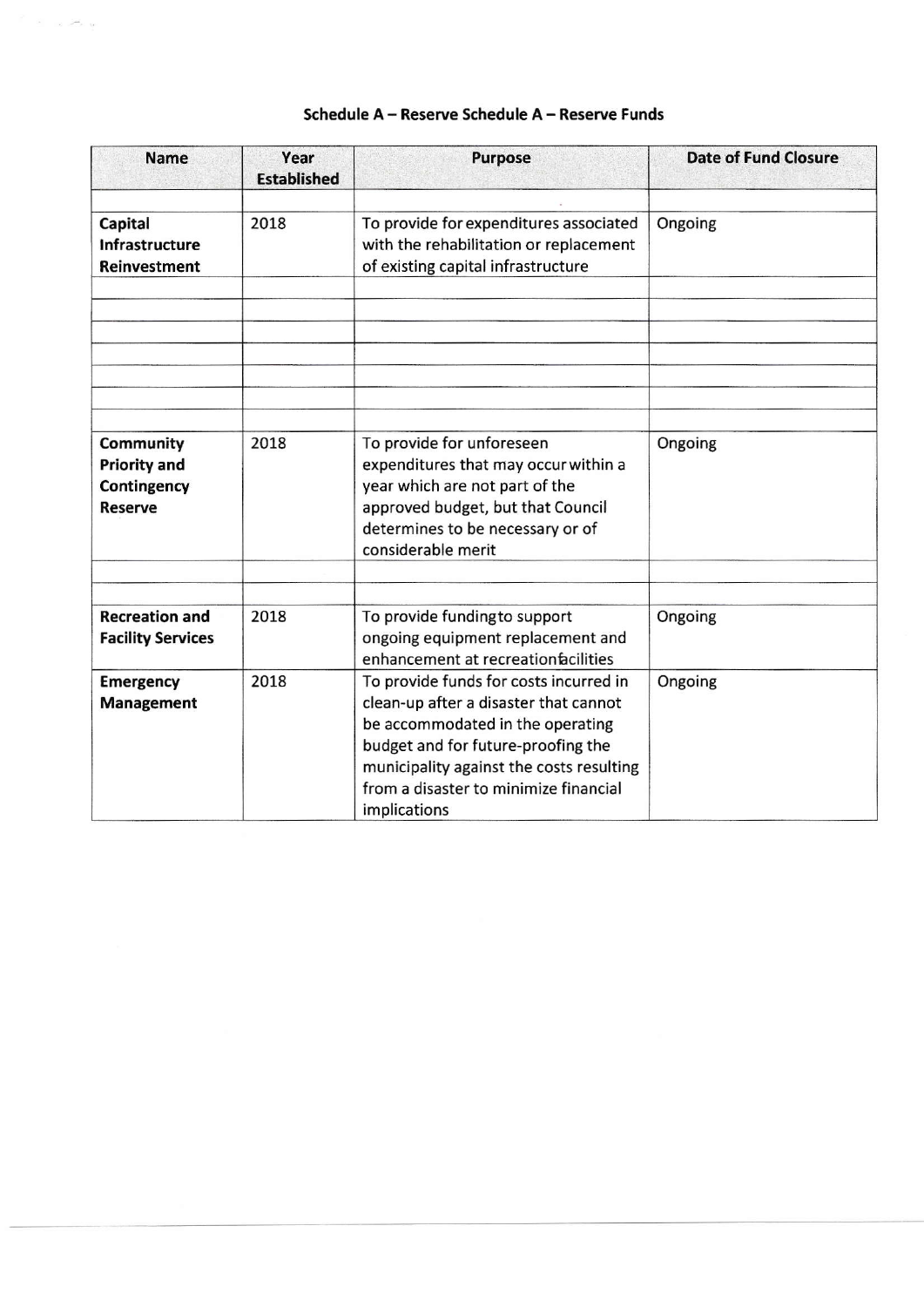**Schedule A – Reserve Schedule A – Reserve Funds**

| Name | Year Established | Purpose | Date of Fund Closure |
|---|---|---|---|
| | | | |
| **Capital Infrastructure Reinvestment** | 2018 | To provide for expenditures associated with the rehabilitation or replacement of existing capital infrastructure | Ongoing |
| | | | |
| | | | |
| | | | |
| | | | |
| | | | |
| | | | |
| | | | |
| **Community Priority and Contingency Reserve** | 2018 | To provide for unforeseen expenditures that may occur within a year which are not part of the approved budget, but that Council determines to be necessary or of considerable merit | Ongoing |
| | | | |
| | | | |
| **Recreation and Facility Services** | 2018 | To provide funding to support ongoing equipment replacement and enhancement at recreation facilities | Ongoing |
| **Emergency Management** | 2018 | To provide funds for costs incurred in clean-up after a disaster that cannot be accommodated in the operating budget and for future-proofing the municipality against the costs resulting from a disaster to minimize financial implications | Ongoing |